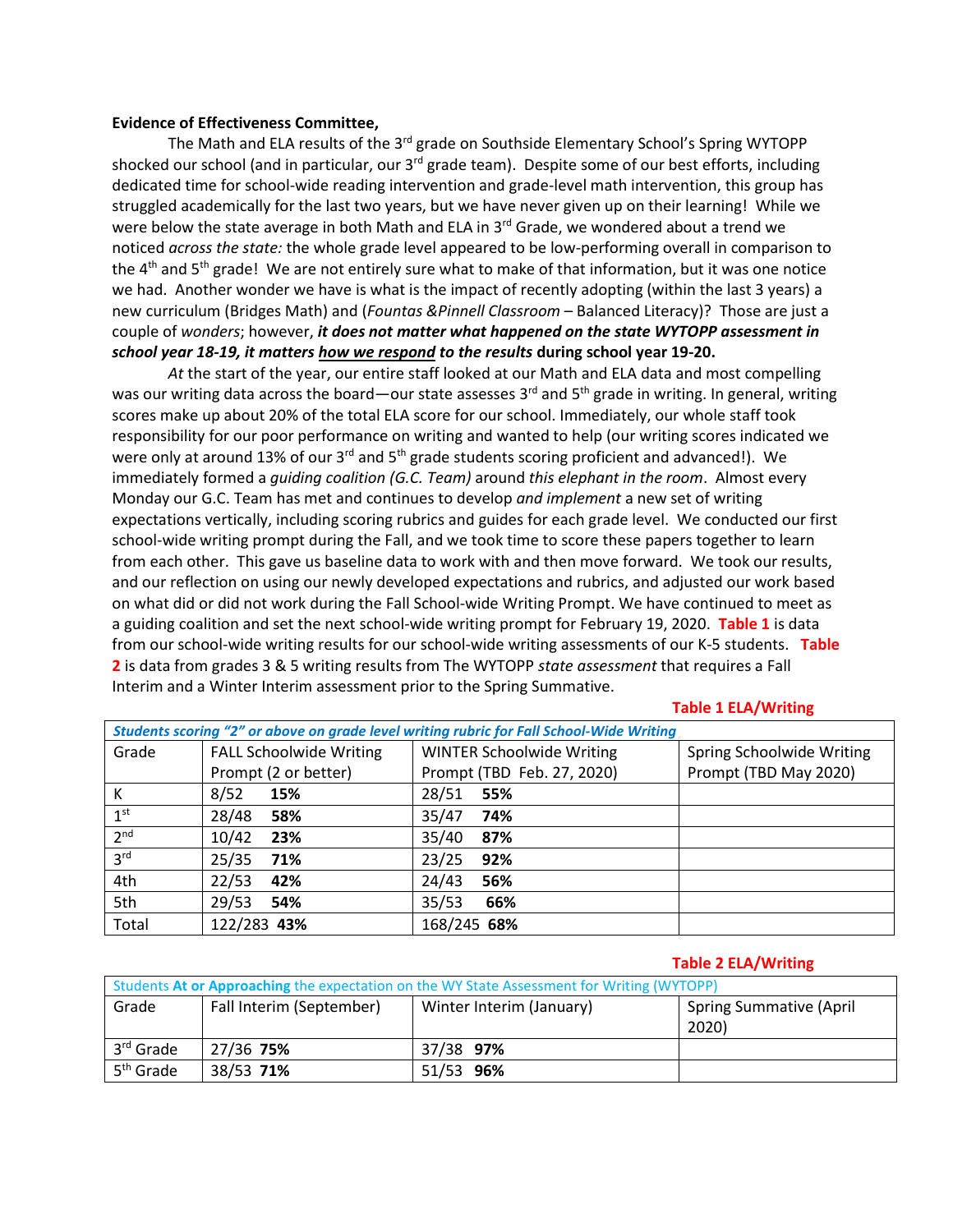**Evidence of Effectiveness Committee,**

The Math and ELA results of the 3rd grade on Southside Elementary School's Spring WYTOPP shocked our school (and in particular, our 3rd grade team). Despite some of our best efforts, including dedicated time for school-wide reading intervention and grade-level math intervention, this group has struggled academically for the last two years, but we have never given up on their learning! While we were below the state average in both Math and ELA in 3rd Grade, we wondered about a trend we noticed *across the state:* the whole grade level appeared to be low-performing overall in comparison to the 4th and 5th grade! We are not entirely sure what to make of that information, but it was one notice we had. Another wonder we have is what is the impact of recently adopting (within the last 3 years) a new curriculum (Bridges Math) and (*Fountas &Pinnell Classroom* – Balanced Literacy)? Those are just a couple of *wonders*; however, ***it does not matter what happened on the state WYTOPP assessment in school year 18-19, it matters <u>how we respond</u> to the results*** **during school year 19-20.**

*At* the start of the year, our entire staff looked at our Math and ELA data and most compelling was our writing data across the board—our state assesses 3rd and 5th grade in writing. In general, writing scores make up about 20% of the total ELA score for our school. Immediately, our whole staff took responsibility for our poor performance on writing and wanted to help (our writing scores indicated we were only at around 13% of our 3rd and 5th grade students scoring proficient and advanced!). We immediately formed a *guiding coalition (G.C. Team)* around *this elephant in the room*. Almost every Monday our G.C. Team has met and continues to develop *and implement* a new set of writing expectations vertically, including scoring rubrics and guides for each grade level. We conducted our first school-wide writing prompt during the Fall, and we took time to score these papers together to learn from each other. This gave us baseline data to work with and then move forward. We took our results, and our reflection on using our newly developed expectations and rubrics, and adjusted our work based on what did or did not work during the Fall School-wide Writing Prompt. We have continued to meet as a guiding coalition and set the next school-wide writing prompt for February 19, 2020. **Table 1** is data from our school-wide writing results for our school-wide writing assessments of our K-5 students. **Table 2** is data from grades 3 & 5 writing results from The WYTOPP *state assessment* that requires a Fall Interim and a Winter Interim assessment prior to the Spring Summative.

**Table 1 ELA/Writing**

| ***Students scoring "2" or above on grade level writing rubric for Fall School-Wide Writing*** | | | |
|---|---|---|---|
| Grade | FALL Schoolwide Writing Prompt (2 or better) | WINTER Schoolwide Writing Prompt (TBD Feb. 27, 2020) | Spring Schoolwide Writing Prompt (TBD May 2020) |
| K | 8/52 **15%** | 28/51 **55%** | |
| 1st | 28/48 **58%** | 35/47 **74%** | |
| 2nd | 10/42 **23%** | 35/40 **87%** | |
| 3rd | 25/35 **71%** | 23/25 **92%** | |
| 4th | 22/53 **42%** | 24/43 **56%** | |
| 5th | 29/53 **54%** | 35/53 **66%** | |
| Total | 122/283 **43%** | 168/245 **68%** | |

**Table 2 ELA/Writing**

| Students **At or Approaching** the expectation on the WY State Assessment for Writing (WYTOPP) | | | |
|---|---|---|---|
| Grade | Fall Interim (September) | Winter Interim (January) | Spring Summative (April 2020) |
| 3rd Grade | 27/36 **75%** | 37/38 **97%** | |
| 5th Grade | 38/53 **71%** | 51/53 **96%** | |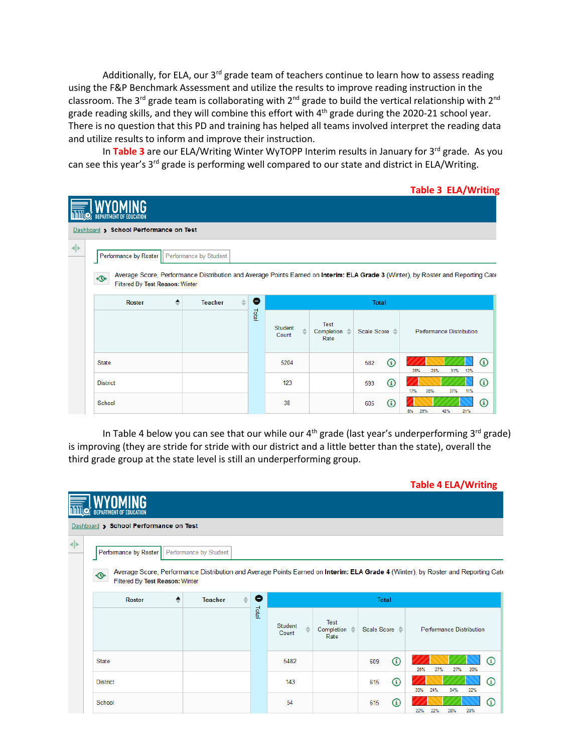Additionally, for ELA, our 3rd grade team of teachers continue to learn how to assess reading using the F&P Benchmark Assessment and utilize the results to improve reading instruction in the classroom. The 3rd grade team is collaborating with 2nd grade to build the vertical relationship with 2nd grade reading skills, and they will combine this effort with 4th grade during the 2020-21 school year. There is no question that this PD and training has helped all teams involved interpret the reading data and utilize results to inform and improve their instruction.

In **Table 3** are our ELA/Writing Winter WyTOPP Interim results in January for 3rd grade. As you can see this year's 3rd grade is performing well compared to our state and district in ELA/Writing.

**Table 3 ELA/Writing**

WYOMING DEPARTMENT OF EDUCATION

Dashboard › **School Performance on Test**

Performance by Roster | Performance by Student

Average Score, Performance Distribution and Average Points Earned on **Interim: ELA Grade 3** (Winter), by Roster and Reporting Cate
Filtered By **Test Reason:** Winter

| Roster | Teacher | Student Count | Test Completion Rate | Scale Score | Performance Distribution |
|---|---|---|---|---|---|
| State | | 5204 | | 582 | 29% / 28% / 31% / 12% |
| District | | 123 | | 593 | 17% / 35% / 37% / 11% |
| School | | 38 | | 605 | 8% / 29% / 42% / 21% |

In Table 4 below you can see that our while our 4th grade (last year's underperforming 3rd grade) is improving (they are stride for stride with our district and a little better than the state), overall the third grade group at the state level is still an underperforming group.

**Table 4 ELA/Writing**

WYOMING DEPARTMENT OF EDUCATION

Dashboard › **School Performance on Test**

Performance by Roster | Performance by Student

Average Score, Performance Distribution and Average Points Earned on **Interim: ELA Grade 4** (Winter), by Roster and Reporting Cate
Filtered By **Test Reason:** Winter

| Roster | Teacher | Student Count | Test Completion Rate | Scale Score | Performance Distribution |
|---|---|---|---|---|---|
| State | | 5482 | | 609 | 26% / 27% / 27% / 20% |
| District | | 143 | | 615 | 20% / 24% / 34% / 22% |
| School | | 54 | | 615 | 22% / 22% / 28% / 28% |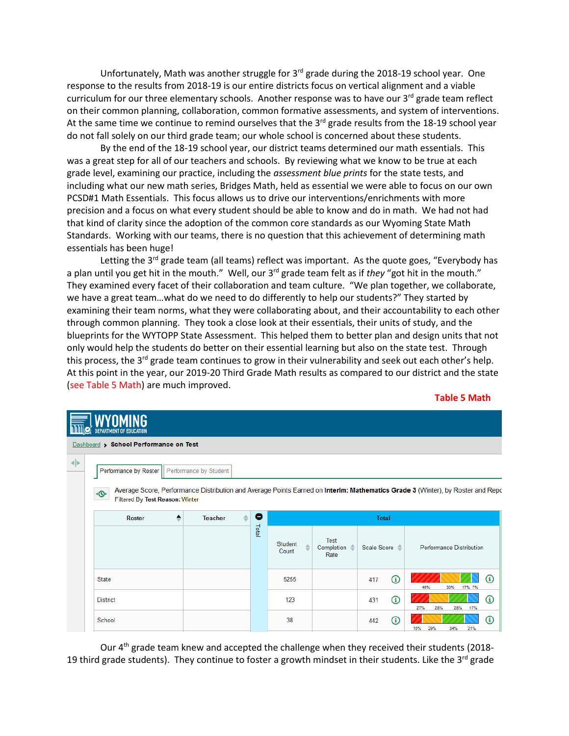Unfortunately, Math was another struggle for 3rd grade during the 2018-19 school year. One response to the results from 2018-19 is our entire districts focus on vertical alignment and a viable curriculum for our three elementary schools. Another response was to have our 3rd grade team reflect on their common planning, collaboration, common formative assessments, and system of interventions. At the same time we continue to remind ourselves that the 3rd grade results from the 18-19 school year do not fall solely on our third grade team; our whole school is concerned about these students.

By the end of the 18-19 school year, our district teams determined our math essentials. This was a great step for all of our teachers and schools. By reviewing what we know to be true at each grade level, examining our practice, including the *assessment blue prints* for the state tests, and including what our new math series, Bridges Math, held as essential we were able to focus on our own PCSD#1 Math Essentials. This focus allows us to drive our interventions/enrichments with more precision and a focus on what every student should be able to know and do in math. We had not had that kind of clarity since the adoption of the common core standards as our Wyoming State Math Standards. Working with our teams, there is no question that this achievement of determining math essentials has been huge!

Letting the 3rd grade team (all teams) reflect was important. As the quote goes, "Everybody has a plan until you get hit in the mouth." Well, our 3rd grade team felt as if *they* "got hit in the mouth." They examined every facet of their collaboration and team culture. "We plan together, we collaborate, we have a great team…what do we need to do differently to help our students?" They started by examining their team norms, what they were collaborating about, and their accountability to each other through common planning. They took a close look at their essentials, their units of study, and the blueprints for the WYTOPP State Assessment. This helped them to better plan and design units that not only would help the students do better on their essential learning but also on the state test. Through this process, the 3rd grade team continues to grow in their vulnerability and seek out each other's help. At this point in the year, our 2019-20 Third Grade Math results as compared to our district and the state (see Table 5 Math) are much improved.

**Table 5 Math**

**WYOMING** DEPARTMENT OF EDUCATION

Dashboard > **School Performance on Test**

Performance by Roster | Performance by Student

Average Score, Performance Distribution and Average Points Earned on **Interim: Mathematics Grade 3** (Winter), by Roster and Repo
Filtered By **Test Reason:** Winter

| Roster | Teacher | Total: Student Count | Test Completion Rate | Scale Score | Performance Distribution |
|---|---|---|---|---|---|
| State | | 5255 | | 417 | 46% 30% 17% 7% |
| District | | 123 | | 431 | 27% 28% 28% 17% |
| School | | 38 | | 442 | 16% 29% 34% 21% |

Our 4th grade team knew and accepted the challenge when they received their students (2018-19 third grade students). They continue to foster a growth mindset in their students. Like the 3rd grade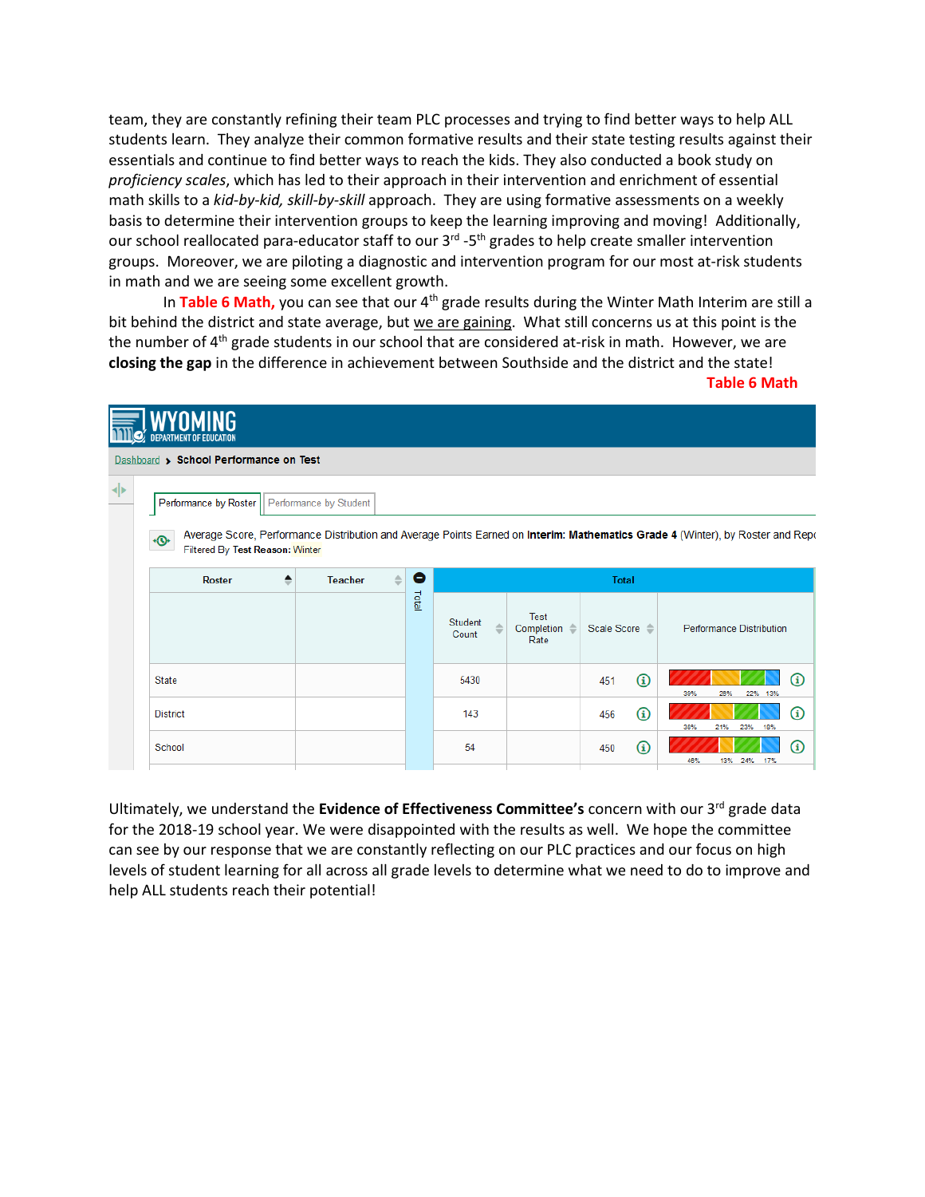team, they are constantly refining their team PLC processes and trying to find better ways to help ALL students learn. They analyze their common formative results and their state testing results against their essentials and continue to find better ways to reach the kids. They also conducted a book study on *proficiency scales*, which has led to their approach in their intervention and enrichment of essential math skills to a *kid-by-kid, skill-by-skill* approach. They are using formative assessments on a weekly basis to determine their intervention groups to keep the learning improving and moving! Additionally, our school reallocated para-educator staff to our 3rd -5th grades to help create smaller intervention groups. Moreover, we are piloting a diagnostic and intervention program for our most at-risk students in math and we are seeing some excellent growth.

In **Table 6 Math,** you can see that our 4th grade results during the Winter Math Interim are still a bit behind the district and state average, but we are gaining. What still concerns us at this point is the the number of 4th grade students in our school that are considered at-risk in math. However, we are **closing the gap** in the difference in achievement between Southside and the district and the state!

**Table 6 Math**

WYOMING DEPARTMENT OF EDUCATION

Dashboard > **School Performance on Test**

Performance by Roster | Performance by Student

Average Score, Performance Distribution and Average Points Earned on **Interim: Mathematics Grade 4** (Winter), by Roster and Repo

Filtered By **Test Reason:** Winter

| Roster | Teacher | Total | Student Count | Test Completion Rate | Scale Score | Performance Distribution |
|---|---|---|---|---|---|---|
| State | | | 5430 | | 451 | 39% 26% 22% 13% |
| District | | | 143 | | 456 | 38% 21% 23% 18% |
| School | | | 54 | | 450 | 46% 13% 24% 17% |

Ultimately, we understand the **Evidence of Effectiveness Committee's** concern with our 3rd grade data for the 2018-19 school year. We were disappointed with the results as well. We hope the committee can see by our response that we are constantly reflecting on our PLC practices and our focus on high levels of student learning for all across all grade levels to determine what we need to do to improve and help ALL students reach their potential!